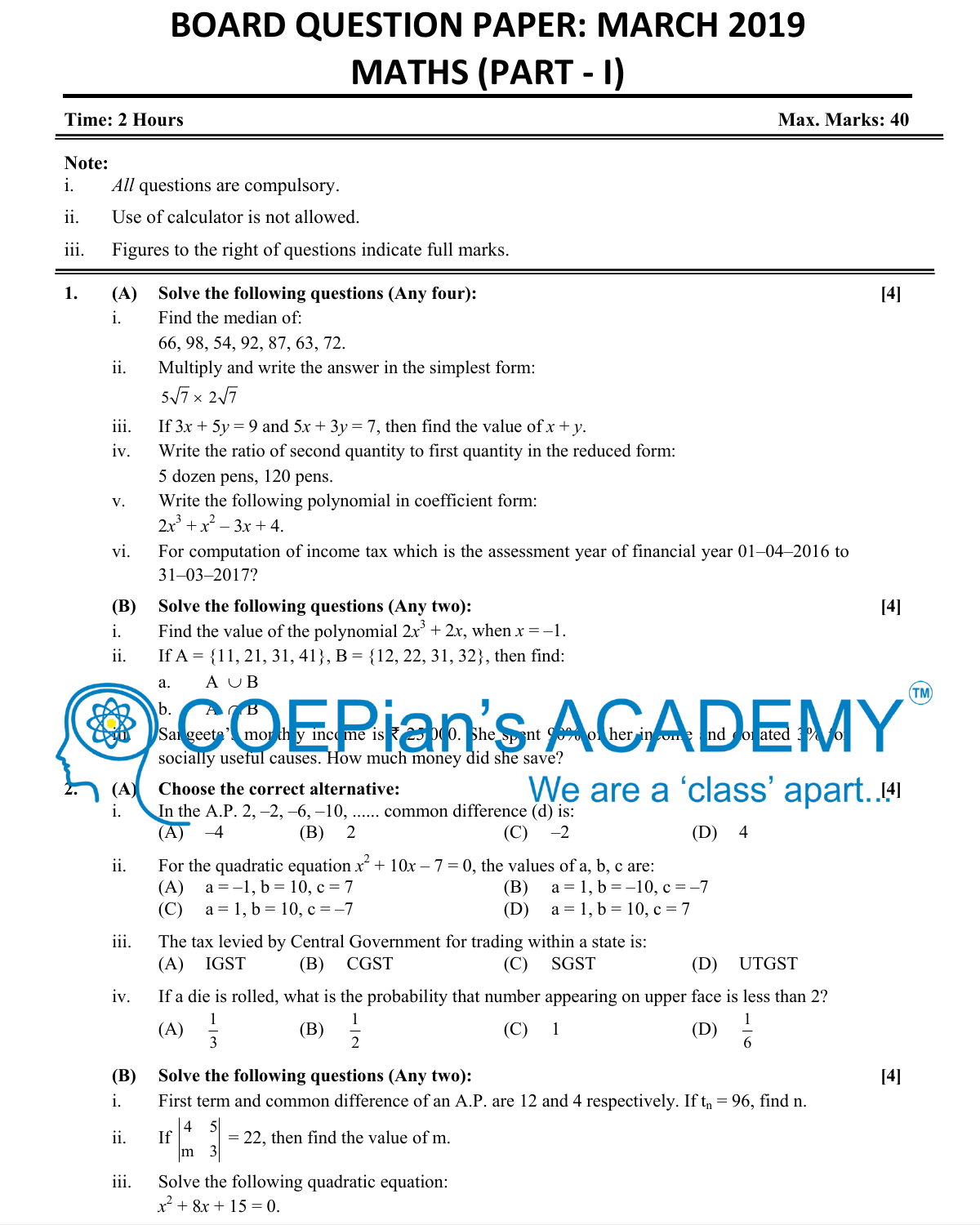# BOARD QUESTION PAPER: MARCH 2019
# MATHS (PART - I)

**Time: 2 Hours** | **Max. Marks: 40**

**Note:**

i. *All* questions are compulsory.

ii. Use of calculator is not allowed.

iii. Figures to the right of questions indicate full marks.

---

**1. (A) Solve the following questions (Any four):** **[4]**

i. Find the median of:
66, 98, 54, 92, 87, 63, 72.

ii. Multiply and write the answer in the simplest form:
$5\sqrt{7} \times 2\sqrt{7}$

iii. If $3x + 5y = 9$ and $5x + 3y = 7$, then find the value of $x + y$.

iv. Write the ratio of second quantity to first quantity in the reduced form:
5 dozen pens, 120 pens.

v. Write the following polynomial in coefficient form:
$2x^3 + x^2 - 3x + 4$.

vi. For computation of income tax which is the assessment year of financial year 01–04–2016 to 31–03–2017?

**(B) Solve the following questions (Any two):** **[4]**

i. Find the value of the polynomial $2x^3 + 2x$, when $x = -1$.

ii. If A = {11, 21, 31, 41}, B = {12, 22, 31, 32}, then find:

a. $A \cup B$

b. $A \cap B$

iii. Sangeeta's monthly income is ₹ 23000. She spent 90% of her income and donated 3% for socially useful causes. How much money did she save?

**2. (A) Choose the correct alternative:** **[4]**

i. In the A.P. 2, –2, –6, –10, ...... common difference (d) is:

(A) –4 (B) 2 (C) –2 (D) 4

ii. For the quadratic equation $x^2 + 10x - 7 = 0$, the values of a, b, c are:

(A) a = –1, b = 10, c = 7 (B) a = 1, b = –10, c = –7
(C) a = 1, b = 10, c = –7 (D) a = 1, b = 10, c = 7

iii. The tax levied by Central Government for trading within a state is:

(A) IGST (B) CGST (C) SGST (D) UTGST

iv. If a die is rolled, what is the probability that number appearing on upper face is less than 2?

(A) $\frac{1}{3}$ (B) $\frac{1}{2}$ (C) 1 (D) $\frac{1}{6}$

**(B) Solve the following questions (Any two):** **[4]**

i. First term and common difference of an A.P. are 12 and 4 respectively. If $t_n = 96$, find n.

ii. If $\begin{vmatrix} 4 & 5 \\ m & 3 \end{vmatrix} = 22$, then find the value of m.

iii. Solve the following quadratic equation:
$x^2 + 8x + 15 = 0$.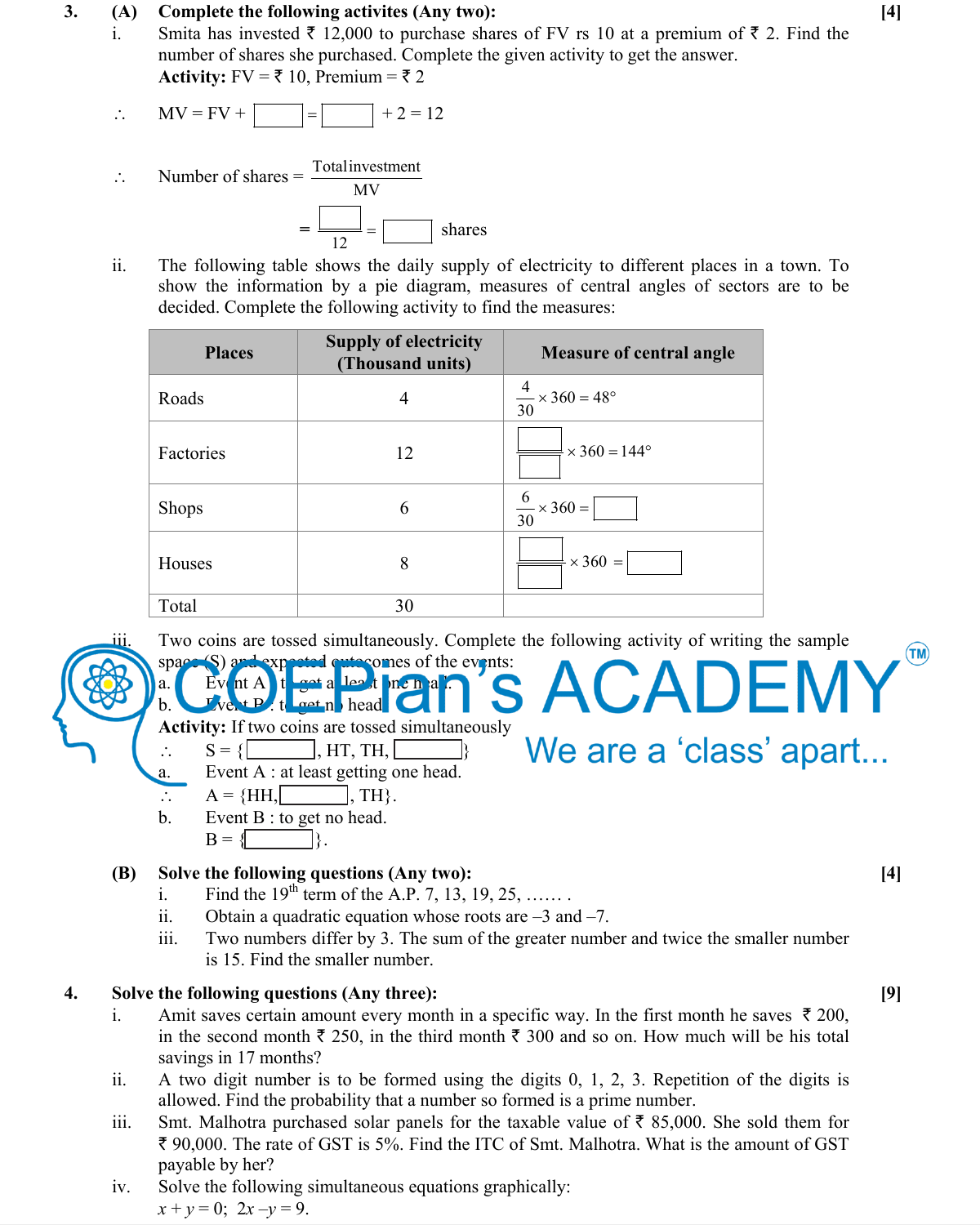**3. (A) Complete the following activites (Any two):** **[4]**

i. Smita has invested ₹ 12,000 to purchase shares of FV rs 10 at a premium of ₹ 2. Find the number of shares she purchased. Complete the given activity to get the answer.

**Activity:** FV = ₹ 10, Premium = ₹ 2

$\therefore$ MV = FV + $\boxed{\phantom{00}}$ = $\boxed{\phantom{00}}$ + 2 = 12

$\therefore$ Number of shares = $\dfrac{\text{Total investment}}{\text{MV}}$

$= \dfrac{\boxed{\phantom{00}}}{12} = \boxed{\phantom{00}}$ shares

ii. The following table shows the daily supply of electricity to different places in a town. To show the information by a pie diagram, measures of central angles of sectors are to be decided. Complete the following activity to find the measures:

| Places | Supply of electricity (Thousand units) | Measure of central angle |
|---|---|---|
| Roads | 4 | $\dfrac{4}{30} \times 360 = 48°$ |
| Factories | 12 | $\dfrac{\boxed{\phantom{00}}}{\boxed{\phantom{00}}} \times 360 = 144°$ |
| Shops | 6 | $\dfrac{6}{30} \times 360 = \boxed{\phantom{00}}$ |
| Houses | 8 | $\dfrac{\boxed{\phantom{00}}}{\boxed{\phantom{00}}} \times 360 = \boxed{\phantom{00}}$ |
| Total | 30 | |

iii. Two coins are tossed simultaneously. Complete the following activity of writing the sample space (S) and expected outcomes of the events:

a. Event A : to get at least one head.

b. Event B : to get no head.

**Activity:** If two coins are tossed simultaneously

$\therefore$ S = { $\boxed{\phantom{00}}$, HT, TH, $\boxed{\phantom{00}}$ }

a. Event A : at least getting one head.

$\therefore$ A = {HH, $\boxed{\phantom{00}}$, TH}.

b. Event B : to get no head.

B = { $\boxed{\phantom{00}}$ }.

**(B) Solve the following questions (Any two):** **[4]**

i. Find the 19th term of the A.P. 7, 13, 19, 25, …… .

ii. Obtain a quadratic equation whose roots are –3 and –7.

iii. Two numbers differ by 3. The sum of the greater number and twice the smaller number is 15. Find the smaller number.

**4. Solve the following questions (Any three):** **[9]**

i. Amit saves certain amount every month in a specific way. In the first month he saves ₹ 200, in the second month ₹ 250, in the third month ₹ 300 and so on. How much will be his total savings in 17 months?

ii. A two digit number is to be formed using the digits 0, 1, 2, 3. Repetition of the digits is allowed. Find the probability that a number so formed is a prime number.

iii. Smt. Malhotra purchased solar panels for the taxable value of ₹ 85,000. She sold them for ₹ 90,000. The rate of GST is 5%. Find the ITC of Smt. Malhotra. What is the amount of GST payable by her?

iv. Solve the following simultaneous equations graphically:

$x + y = 0$; $2x - y = 9$.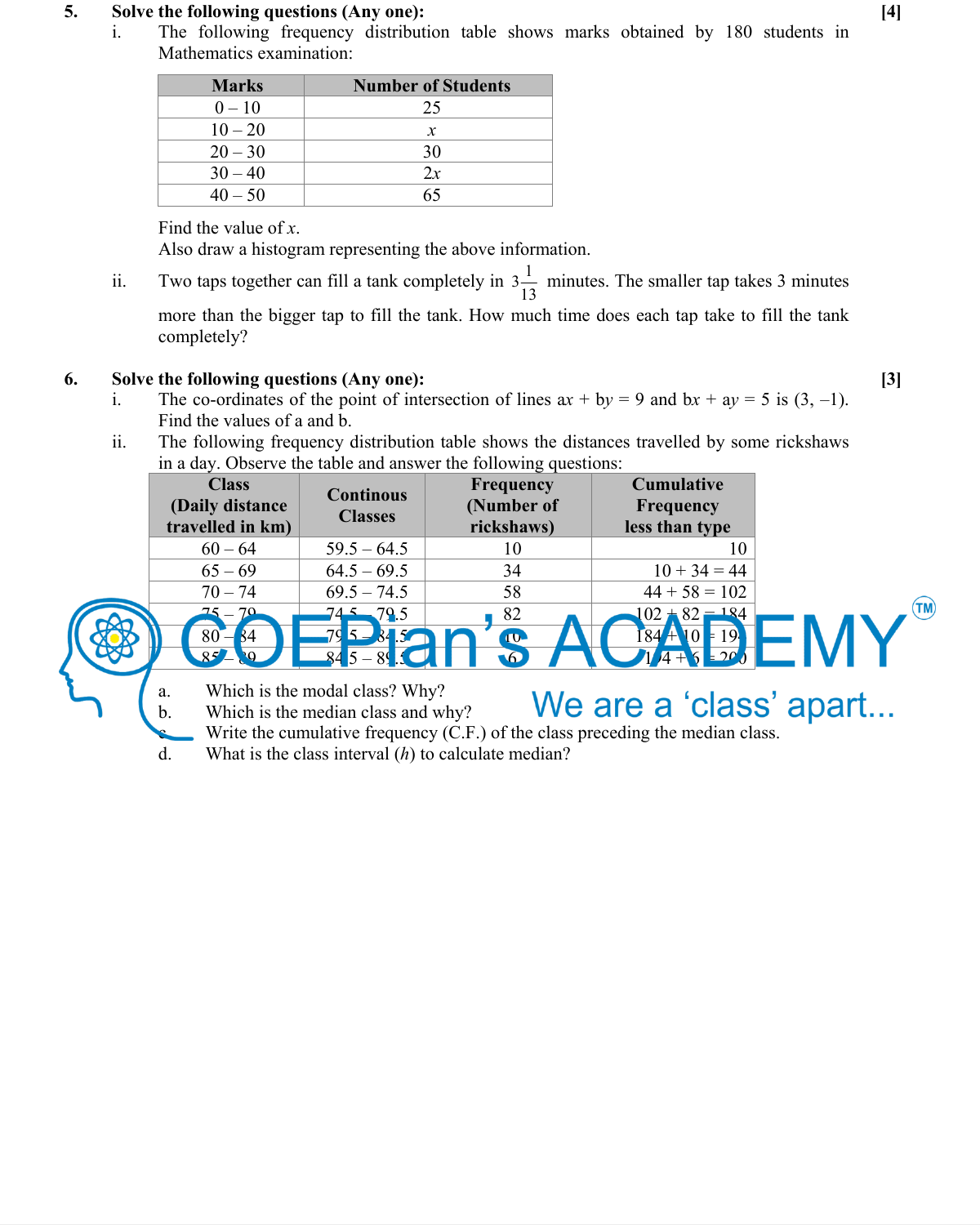**5.** **Solve the following questions (Any one):** **[4]**

i. The following frequency distribution table shows marks obtained by 180 students in Mathematics examination:

| Marks | Number of Students |
|---|---|
| 0 – 10 | 25 |
| 10 – 20 | $x$ |
| 20 – 30 | 30 |
| 30 – 40 | $2x$ |
| 40 – 50 | 65 |

Find the value of $x$.
Also draw a histogram representing the above information.

ii. Two taps together can fill a tank completely in $3\frac{1}{13}$ minutes. The smaller tap takes 3 minutes more than the bigger tap to fill the tank. How much time does each tap take to fill the tank completely?

**6.** **Solve the following questions (Any one):** **[3]**

i. The co-ordinates of the point of intersection of lines $ax + by = 9$ and $bx + ay = 5$ is $(3, -1)$. Find the values of a and b.

ii. The following frequency distribution table shows the distances travelled by some rickshaws in a day. Observe the table and answer the following questions:

| Class (Daily distance travelled in km) | Continous Classes | Frequency (Number of rickshaws) | Cumulative Frequency less than type |
|---|---|---|---|
| 60 – 64 | 59.5 – 64.5 | 10 | 10 |
| 65 – 69 | 64.5 – 69.5 | 34 | 10 + 34 = 44 |
| 70 – 74 | 69.5 – 74.5 | 58 | 44 + 58 = 102 |
| 75 – 79 | 74.5 – 79.5 | 82 | 102 + 82 = 184 |
| 80 – 84 | 79.5 – 84.5 | 10 | 184 + 10 = 194 |
| 85 – 89 | 84.5 – 89.5 | 6 | 194 + 6 = 200 |

a. Which is the modal class? Why?

b. Which is the median class and why?

c. Write the cumulative frequency (C.F.) of the class preceding the median class.

d. What is the class interval ($h$) to calculate median?